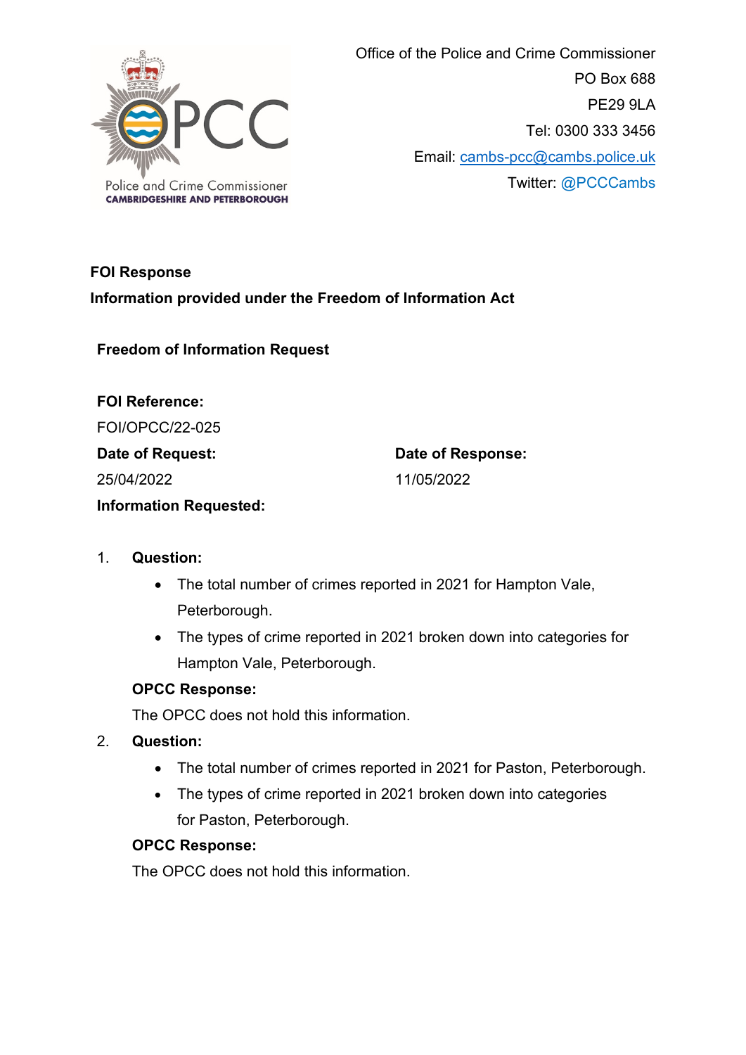Police and Crime Commissioner
CAMBRIDGESHIRE AND PETERBOROUGH

Office of the Police and Crime Commissioner
PO Box 688
PE29 9LA
Tel: 0300 333 3456
Email: cambs-pcc@cambs.police.uk
Twitter: @PCCCambs

**FOI Response**

**Information provided under the Freedom of Information Act**

**Freedom of Information Request**

**FOI Reference:**
FOI/OPCC/22-025

**Date of Request:**
25/04/2022

**Date of Response:**
11/05/2022

**Information Requested:**

1. **Question:**
   - The total number of crimes reported in 2021 for Hampton Vale, Peterborough.
   - The types of crime reported in 2021 broken down into categories for Hampton Vale, Peterborough.

   **OPCC Response:**
   The OPCC does not hold this information.

2. **Question:**
   - The total number of crimes reported in 2021 for Paston, Peterborough.
   - The types of crime reported in 2021 broken down into categories for Paston, Peterborough.

   **OPCC Response:**
   The OPCC does not hold this information.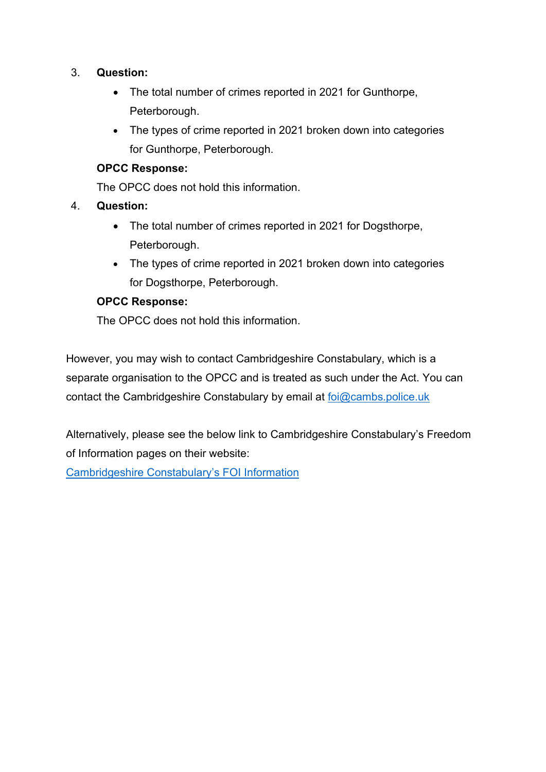3. **Question:**
    - The total number of crimes reported in 2021 for Gunthorpe, Peterborough.
    - The types of crime reported in 2021 broken down into categories for Gunthorpe, Peterborough.

    **OPCC Response:**

    The OPCC does not hold this information.

4. **Question:**
    - The total number of crimes reported in 2021 for Dogsthorpe, Peterborough.
    - The types of crime reported in 2021 broken down into categories for Dogsthorpe, Peterborough.

    **OPCC Response:**

    The OPCC does not hold this information.

However, you may wish to contact Cambridgeshire Constabulary, which is a separate organisation to the OPCC and is treated as such under the Act. You can contact the Cambridgeshire Constabulary by email at foi@cambs.police.uk

Alternatively, please see the below link to Cambridgeshire Constabulary's Freedom of Information pages on their website:
Cambridgeshire Constabulary's FOI Information